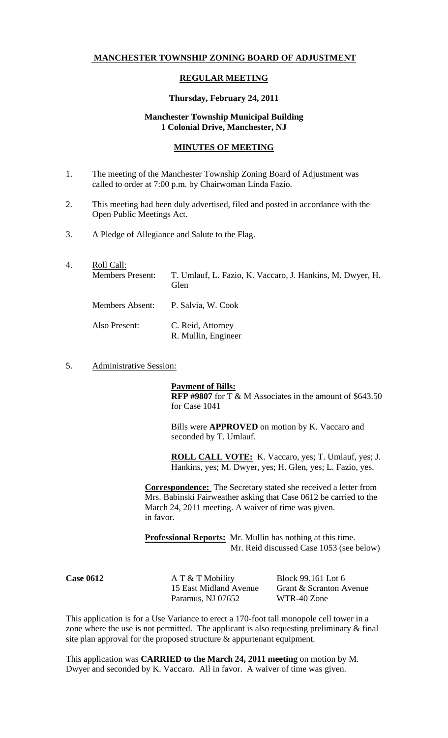**MANCHESTER TOWNSHIP ZONING BOARD OF ADJUSTMENT**

**REGULAR MEETING**

**Thursday, February 24, 2011**

**Manchester Township Municipal Building**
**1 Colonial Drive, Manchester, NJ**

**MINUTES OF MEETING**

1. The meeting of the Manchester Township Zoning Board of Adjustment was called to order at 7:00 p.m. by Chairwoman Linda Fazio.

2. This meeting had been duly advertised, filed and posted in accordance with the Open Public Meetings Act.

3. A Pledge of Allegiance and Salute to the Flag.

4. Roll Call:

| | |
|---|---|
| Members Present: | T. Umlauf, L. Fazio, K. Vaccaro, J. Hankins, M. Dwyer, H. Glen |
| Members Absent: | P. Salvia, W. Cook |
| Also Present: | C. Reid, Attorney<br>R. Mullin, Engineer |

5. Administrative Session:

**Payment of Bills:**
**RFP #9807** for T & M Associates in the amount of $643.50 for Case 1041

Bills were **APPROVED** on motion by K. Vaccaro and seconded by T. Umlauf.

**ROLL CALL VOTE:** K. Vaccaro, yes; T. Umlauf, yes; J. Hankins, yes; M. Dwyer, yes; H. Glen, yes; L. Fazio, yes.

**Correspondence:** The Secretary stated she received a letter from Mrs. Babinski Fairweather asking that Case 0612 be carried to the March 24, 2011 meeting. A waiver of time was given. in favor.

**Professional Reports:** Mr. Mullin has nothing at this time.
Mr. Reid discussed Case 1053 (see below)

| **Case 0612** | A T & T Mobility | Block 99.161 Lot 6 |
|---|---|---|
| | 15 East Midland Avenue | Grant & Scranton Avenue |
| | Paramus, NJ 07652 | WTR-40 Zone |

This application is for a Use Variance to erect a 170-foot tall monopole cell tower in a zone where the use is not permitted. The applicant is also requesting preliminary & final site plan approval for the proposed structure & appurtenant equipment.

This application was **CARRIED to the March 24, 2011 meeting** on motion by M. Dwyer and seconded by K. Vaccaro. All in favor. A waiver of time was given.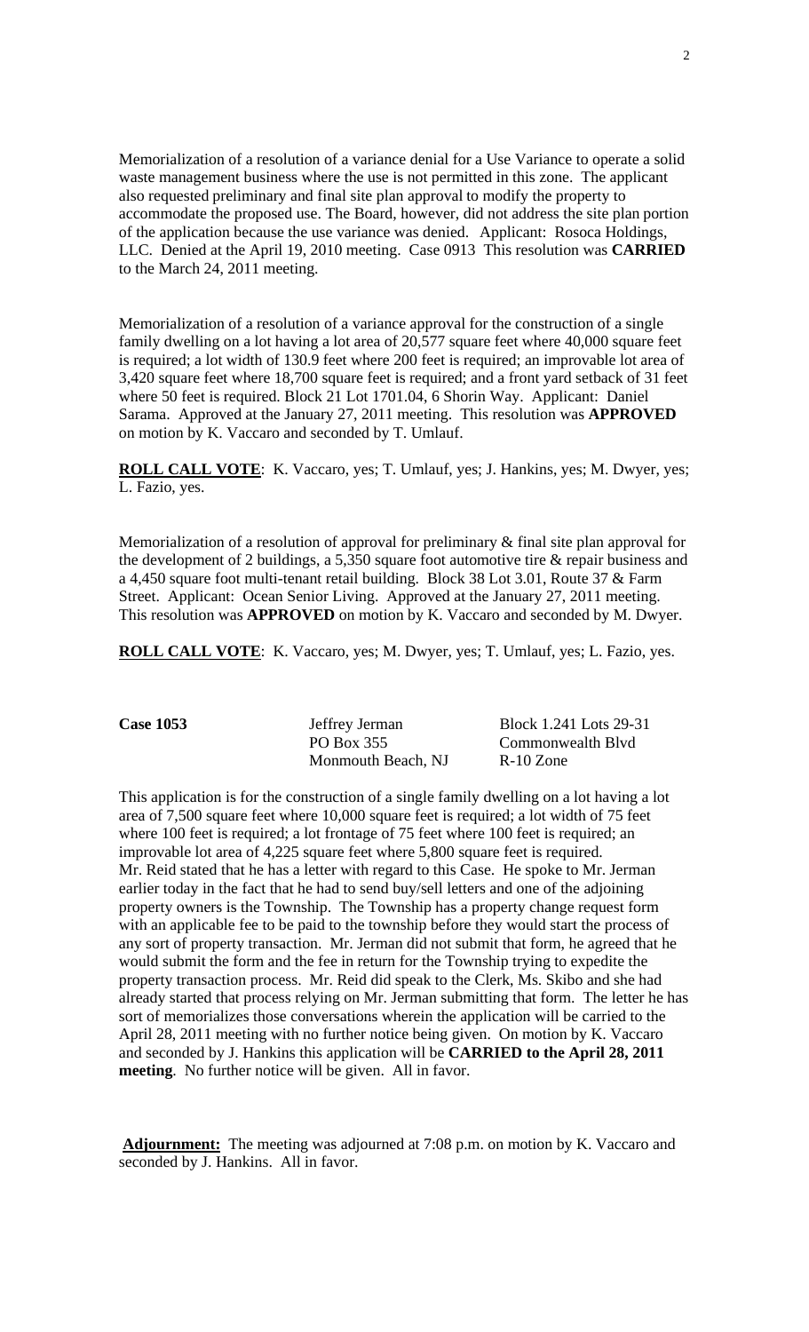Memorialization of a resolution of a variance denial for a Use Variance to operate a solid waste management business where the use is not permitted in this zone. The applicant also requested preliminary and final site plan approval to modify the property to accommodate the proposed use. The Board, however, did not address the site plan portion of the application because the use variance was denied. Applicant: Rosoca Holdings, LLC. Denied at the April 19, 2010 meeting. Case 0913 This resolution was **CARRIED** to the March 24, 2011 meeting.

Memorialization of a resolution of a variance approval for the construction of a single family dwelling on a lot having a lot area of 20,577 square feet where 40,000 square feet is required; a lot width of 130.9 feet where 200 feet is required; an improvable lot area of 3,420 square feet where 18,700 square feet is required; and a front yard setback of 31 feet where 50 feet is required. Block 21 Lot 1701.04, 6 Shorin Way. Applicant: Daniel Sarama. Approved at the January 27, 2011 meeting. This resolution was **APPROVED** on motion by K. Vaccaro and seconded by T. Umlauf.

**ROLL CALL VOTE**: K. Vaccaro, yes; T. Umlauf, yes; J. Hankins, yes; M. Dwyer, yes; L. Fazio, yes.

Memorialization of a resolution of approval for preliminary & final site plan approval for the development of 2 buildings, a 5,350 square foot automotive tire & repair business and a 4,450 square foot multi-tenant retail building. Block 38 Lot 3.01, Route 37 & Farm Street. Applicant: Ocean Senior Living. Approved at the January 27, 2011 meeting. This resolution was **APPROVED** on motion by K. Vaccaro and seconded by M. Dwyer.

**ROLL CALL VOTE**: K. Vaccaro, yes; M. Dwyer, yes; T. Umlauf, yes; L. Fazio, yes.

| **Case 1053** | Jeffrey Jerman | Block 1.241 Lots 29-31 |
|---|---|---|
| | PO Box 355 | Commonwealth Blvd |
| | Monmouth Beach, NJ | R-10 Zone |

This application is for the construction of a single family dwelling on a lot having a lot area of 7,500 square feet where 10,000 square feet is required; a lot width of 75 feet where 100 feet is required; a lot frontage of 75 feet where 100 feet is required; an improvable lot area of 4,225 square feet where 5,800 square feet is required.
Mr. Reid stated that he has a letter with regard to this Case. He spoke to Mr. Jerman earlier today in the fact that he had to send buy/sell letters and one of the adjoining property owners is the Township. The Township has a property change request form with an applicable fee to be paid to the township before they would start the process of any sort of property transaction. Mr. Jerman did not submit that form, he agreed that he would submit the form and the fee in return for the Township trying to expedite the property transaction process. Mr. Reid did speak to the Clerk, Ms. Skibo and she had already started that process relying on Mr. Jerman submitting that form. The letter he has sort of memorializes those conversations wherein the application will be carried to the April 28, 2011 meeting with no further notice being given. On motion by K. Vaccaro and seconded by J. Hankins this application will be **CARRIED to the April 28, 2011 meeting**. No further notice will be given. All in favor.

**Adjournment:** The meeting was adjourned at 7:08 p.m. on motion by K. Vaccaro and seconded by J. Hankins. All in favor.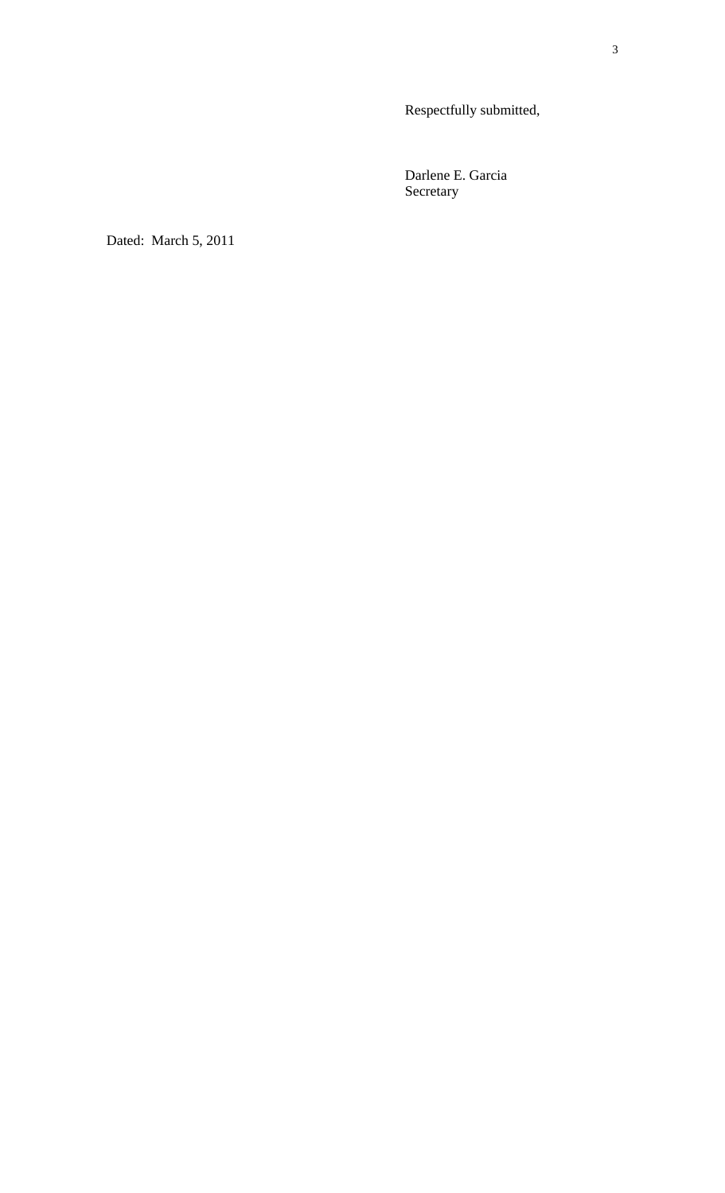Respectfully submitted,

Darlene E. Garcia
Secretary

Dated: March 5, 2011